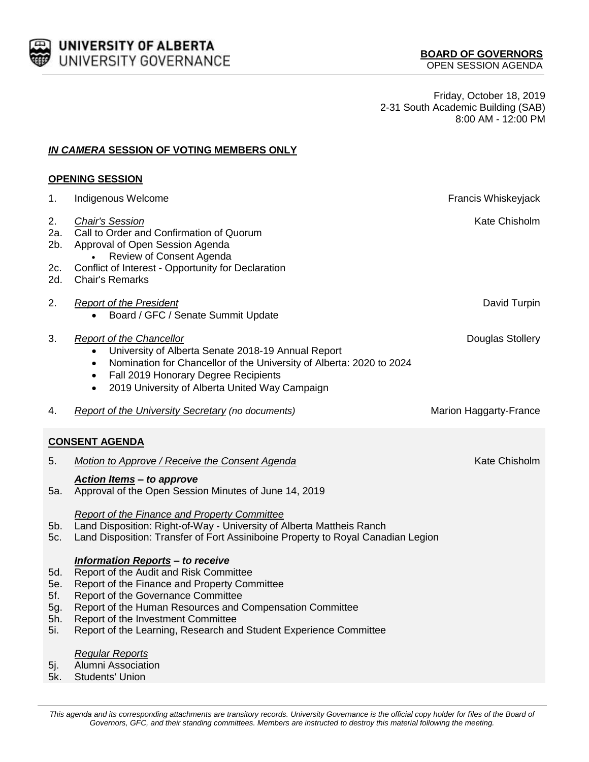UNIVERSITY OF ALBERTA
UNIVERSITY GOVERNANCE

**BOARD OF GOVERNORS**
OPEN SESSION AGENDA

Friday, October 18, 2019
2-31 South Academic Building (SAB)
8:00 AM - 12:00 PM

## ***IN CAMERA* SESSION OF VOTING MEMBERS ONLY**

## **OPENING SESSION**

1. Indigenous Welcome — Francis Whiskeyjack

2. *Chair's Session* — Kate Chisholm
2a. Call to Order and Confirmation of Quorum
2b. Approval of Open Session Agenda
   - Review of Consent Agenda
2c. Conflict of Interest - Opportunity for Declaration
2d. Chair's Remarks

2. *Report of the President* — David Turpin
   - Board / GFC / Senate Summit Update

3. *Report of the Chancellor* — Douglas Stollery
   - University of Alberta Senate 2018-19 Annual Report
   - Nomination for Chancellor of the University of Alberta: 2020 to 2024
   - Fall 2019 Honorary Degree Recipients
   - 2019 University of Alberta United Way Campaign

4. *Report of the University Secretary (no documents)* — Marion Haggarty-France

## **CONSENT AGENDA**

5. *Motion to Approve / Receive the Consent Agenda* — Kate Chisholm

***Action Items* – to approve**

5a. Approval of the Open Session Minutes of June 14, 2019

*Report of the Finance and Property Committee*

5b. Land Disposition: Right-of-Way - University of Alberta Mattheis Ranch
5c. Land Disposition: Transfer of Fort Assiniboine Property to Royal Canadian Legion

***Information Reports* – to receive**

5d. Report of the Audit and Risk Committee
5e. Report of the Finance and Property Committee
5f. Report of the Governance Committee
5g. Report of the Human Resources and Compensation Committee
5h. Report of the Investment Committee
5i. Report of the Learning, Research and Student Experience Committee

*Regular Reports*

5j. Alumni Association
5k. Students' Union

*This agenda and its corresponding attachments are transitory records. University Governance is the official copy holder for files of the Board of Governors, GFC, and their standing committees. Members are instructed to destroy this material following the meeting.*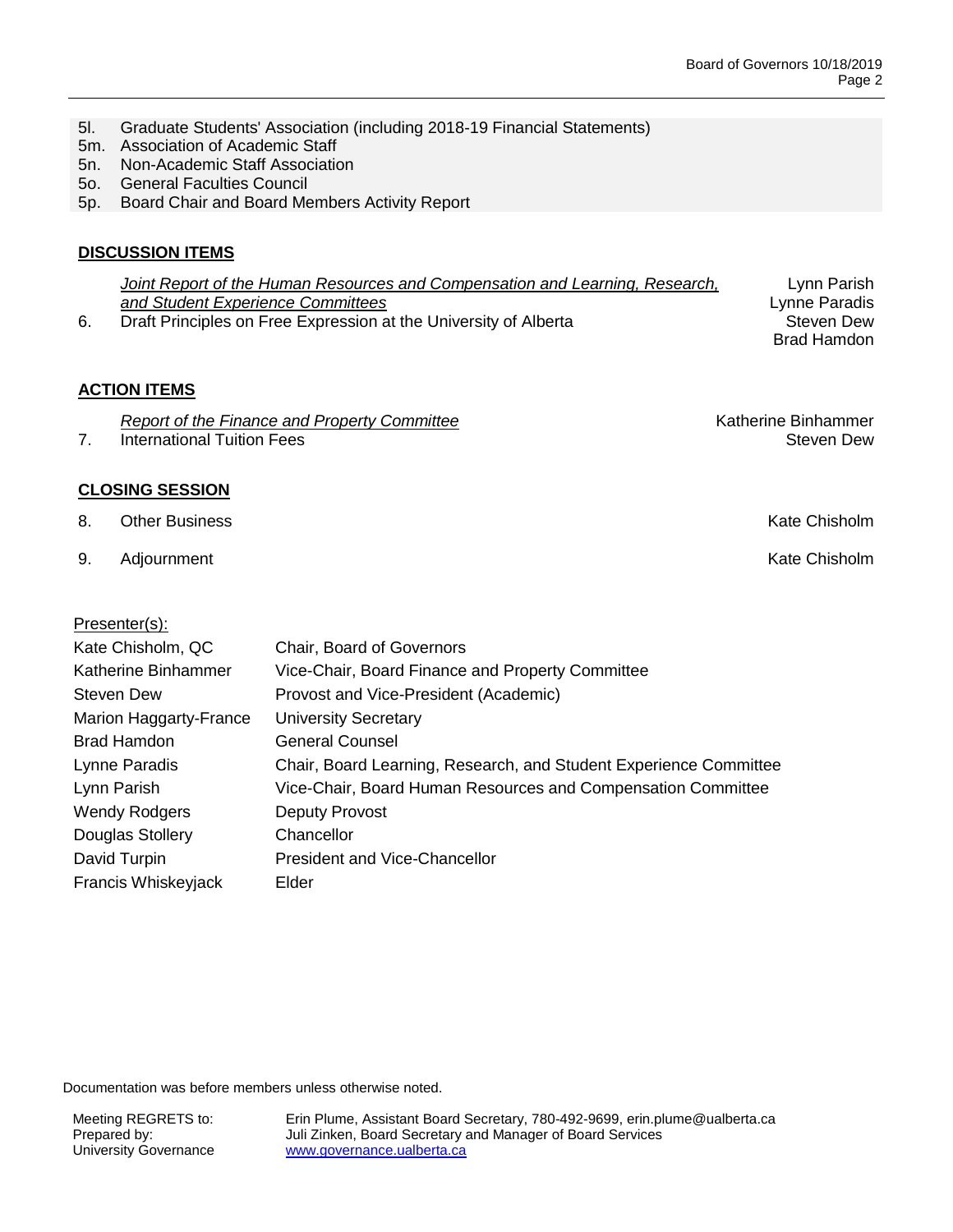5l. Graduate Students' Association (including 2018-19 Financial Statements)
5m. Association of Academic Staff
5n. Non-Academic Staff Association
5o. General Faculties Council
5p. Board Chair and Board Members Activity Report

**DISCUSSION ITEMS**

*Joint Report of the Human Resources and Compensation and Learning, Research, and Student Experience Committees* — Lynn Parish, Lynne Paradis

6. Draft Principles on Free Expression at the University of Alberta — Steven Dew, Brad Hamdon

**ACTION ITEMS**

*Report of the Finance and Property Committee* — Katherine Binhammer

7. International Tuition Fees — Steven Dew

**CLOSING SESSION**

8. Other Business — Kate Chisholm

9. Adjournment — Kate Chisholm

Presenter(s):

| | |
|---|---|
| Kate Chisholm, QC | Chair, Board of Governors |
| Katherine Binhammer | Vice-Chair, Board Finance and Property Committee |
| Steven Dew | Provost and Vice-President (Academic) |
| Marion Haggarty-France | University Secretary |
| Brad Hamdon | General Counsel |
| Lynne Paradis | Chair, Board Learning, Research, and Student Experience Committee |
| Lynn Parish | Vice-Chair, Board Human Resources and Compensation Committee |
| Wendy Rodgers | Deputy Provost |
| Douglas Stollery | Chancellor |
| David Turpin | President and Vice-Chancellor |
| Francis Whiskeyjack | Elder |

Documentation was before members unless otherwise noted.

| | |
|---|---|
| Meeting REGRETS to: | Erin Plume, Assistant Board Secretary, 780-492-9699, erin.plume@ualberta.ca |
| Prepared by: | Juli Zinken, Board Secretary and Manager of Board Services |
| University Governance | www.governance.ualberta.ca |